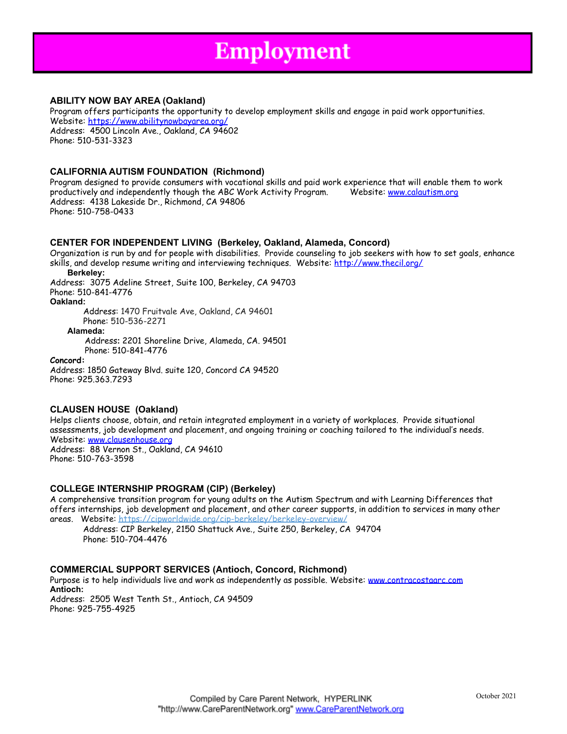# Employment

### ABILITY NOW BAY AREA (Oakland)

Program offers participants the opportunity to develop employment skills and engage in paid work opportunities.
Website: https://www.abilitynowbayarea.org/
Address: 4500 Lincoln Ave., Oakland, CA 94602
Phone: 510-531-3323

### CALIFORNIA AUTISM FOUNDATION (Richmond)

Program designed to provide consumers with vocational skills and paid work experience that will enable them to work productively and independently though the ABC Work Activity Program. Website: www.calautism.org
Address: 4138 Lakeside Dr., Richmond, CA 94806
Phone: 510-758-0433

### CENTER FOR INDEPENDENT LIVING (Berkeley, Oakland, Alameda, Concord)

Organization is run by and for people with disabilities. Provide counseling to job seekers with how to set goals, enhance skills, and develop resume writing and interviewing techniques. Website: http://www.thecil.org/

**Berkeley:**
Address: 3075 Adeline Street, Suite 100, Berkeley, CA 94703
Phone: 510-841-4776

**Oakland:**
Address: 1470 Fruitvale Ave, Oakland, CA 94601
Phone: 510-536-2271

**Alameda:**
Address: 2201 Shoreline Drive, Alameda, CA. 94501
Phone: 510-841-4776

**Concord:**
Address: 1850 Gateway Blvd. suite 120, Concord CA 94520
Phone: 925.363.7293

### CLAUSEN HOUSE (Oakland)

Helps clients choose, obtain, and retain integrated employment in a variety of workplaces. Provide situational assessments, job development and placement, and ongoing training or coaching tailored to the individual's needs.
Website: www.clausenhouse.org
Address: 88 Vernon St., Oakland, CA 94610
Phone: 510-763-3598

### COLLEGE INTERNSHIP PROGRAM (CIP) (Berkeley)

A comprehensive transition program for young adults on the Autism Spectrum and with Learning Differences that offers internships, job development and placement, and other career supports, in addition to services in many other areas. Website: https://cipworldwide.org/cip-berkeley/berkeley-overview/
Address: CIP Berkeley, 2150 Shattuck Ave., Suite 250, Berkeley, CA 94704
Phone: 510-704-4476

### COMMERCIAL SUPPORT SERVICES (Antioch, Concord, Richmond)

Purpose is to help individuals live and work as independently as possible. Website: www.contracostaarc.com

**Antioch:**
Address: 2505 West Tenth St., Antioch, CA 94509
Phone: 925-755-4925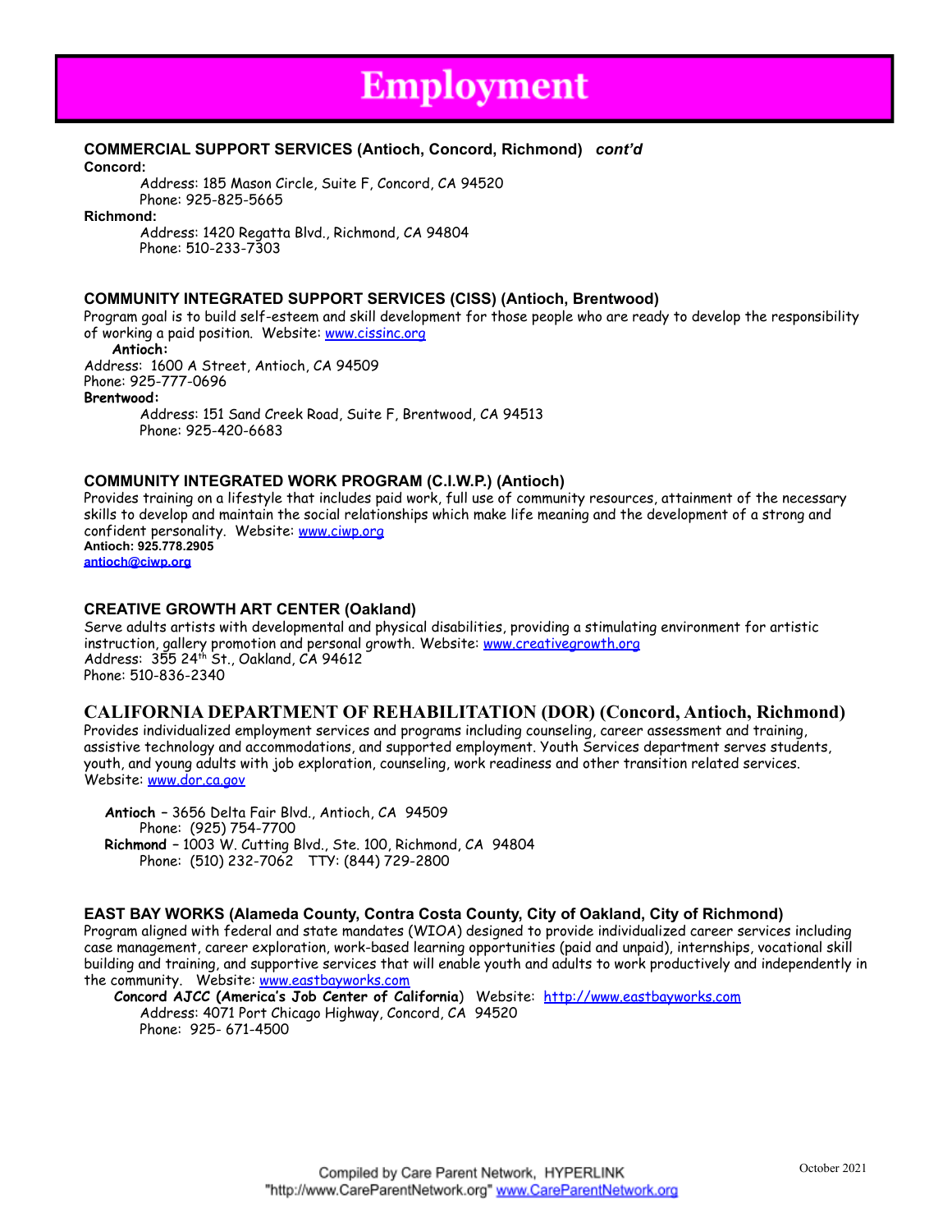# Employment

### COMMERCIAL SUPPORT SERVICES (Antioch, Concord, Richmond) *cont'd*

**Concord:**

Address: 185 Mason Circle, Suite F, Concord, CA 94520
Phone: 925-825-5665

**Richmond:**

Address: 1420 Regatta Blvd., Richmond, CA 94804
Phone: 510-233-7303

### COMMUNITY INTEGRATED SUPPORT SERVICES (CISS) (Antioch, Brentwood)

Program goal is to build self-esteem and skill development for those people who are ready to develop the responsibility of working a paid position. Website: www.cissinc.org

**Antioch:**
Address: 1600 A Street, Antioch, CA 94509
Phone: 925-777-0696

**Brentwood:**

Address: 151 Sand Creek Road, Suite F, Brentwood, CA 94513
Phone: 925-420-6683

### COMMUNITY INTEGRATED WORK PROGRAM (C.I.W.P.) (Antioch)

Provides training on a lifestyle that includes paid work, full use of community resources, attainment of the necessary skills to develop and maintain the social relationships which make life meaning and the development of a strong and confident personality. Website: www.ciwp.org

**Antioch: 925.778.2905**
**antioch@ciwp.org**

### CREATIVE GROWTH ART CENTER (Oakland)

Serve adults artists with developmental and physical disabilities, providing a stimulating environment for artistic instruction, gallery promotion and personal growth. Website: www.creativegrowth.org
Address: 355 24th St., Oakland, CA 94612
Phone: 510-836-2340

### CALIFORNIA DEPARTMENT OF REHABILITATION (DOR) (Concord, Antioch, Richmond)

Provides individualized employment services and programs including counseling, career assessment and training, assistive technology and accommodations, and supported employment. Youth Services department serves students, youth, and young adults with job exploration, counseling, work readiness and other transition related services. Website: www.dor.ca.gov

**Antioch** – 3656 Delta Fair Blvd., Antioch, CA 94509
Phone: (925) 754-7700
**Richmond** – 1003 W. Cutting Blvd., Ste. 100, Richmond, CA 94804
Phone: (510) 232-7062 TTY: (844) 729-2800

### EAST BAY WORKS (Alameda County, Contra Costa County, City of Oakland, City of Richmond)

Program aligned with federal and state mandates (WIOA) designed to provide individualized career services including case management, career exploration, work-based learning opportunities (paid and unpaid), internships, vocational skill building and training, and supportive services that will enable youth and adults to work productively and independently in the community. Website: www.eastbayworks.com

**Concord AJCC (America's Job Center of California)** Website: http://www.eastbayworks.com
Address: 4071 Port Chicago Highway, Concord, CA 94520
Phone: 925- 671-4500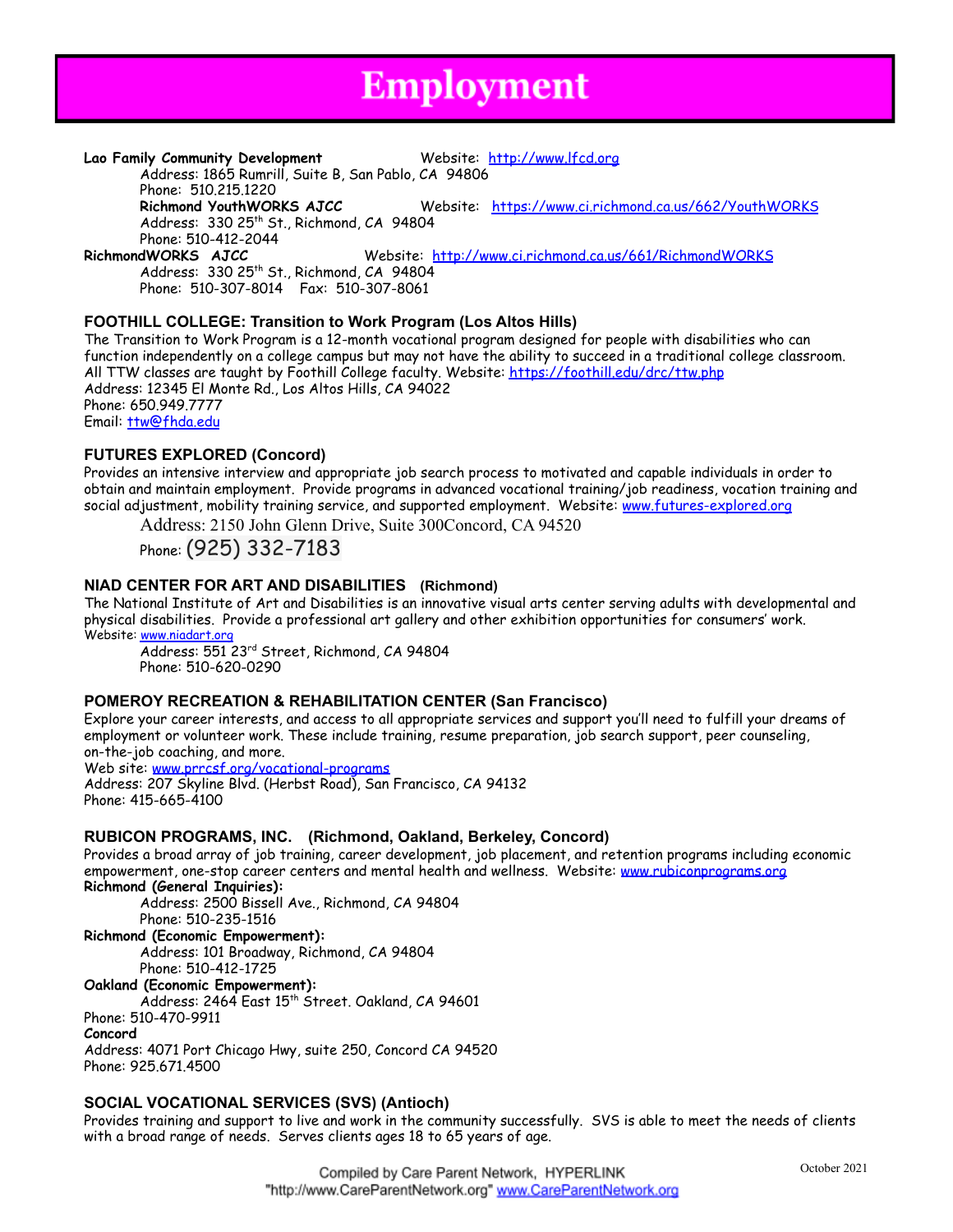# Employment

**Lao Family Community Development** Website: http://www.lfcd.org
Address: 1865 Rumrill, Suite B, San Pablo, CA 94806
Phone: 510.215.1220

**Richmond YouthWORKS AJCC** Website: https://www.ci.richmond.ca.us/662/YouthWORKS
Address: 330 25th St., Richmond, CA 94804
Phone: 510-412-2044

**RichmondWORKS AJCC** Website: http://www.ci.richmond.ca.us/661/RichmondWORKS
Address: 330 25th St., Richmond, CA 94804
Phone: 510-307-8014 Fax: 510-307-8061

### FOOTHILL COLLEGE: Transition to Work Program (Los Altos Hills)

The Transition to Work Program is a 12-month vocational program designed for people with disabilities who can function independently on a college campus but may not have the ability to succeed in a traditional college classroom. All TTW classes are taught by Foothill College faculty. Website: https://foothill.edu/drc/ttw.php
Address: 12345 El Monte Rd., Los Altos Hills, CA 94022
Phone: 650.949.7777
Email: ttw@fhda.edu

### FUTURES EXPLORED (Concord)

Provides an intensive interview and appropriate job search process to motivated and capable individuals in order to obtain and maintain employment. Provide programs in advanced vocational training/job readiness, vocation training and social adjustment, mobility training service, and supported employment. Website: www.futures-explored.org
Address: 2150 John Glenn Drive, Suite 300Concord, CA 94520
Phone: (925) 332-7183

### NIAD CENTER FOR ART AND DISABILITIES (Richmond)

The National Institute of Art and Disabilities is an innovative visual arts center serving adults with developmental and physical disabilities. Provide a professional art gallery and other exhibition opportunities for consumers' work.
Website: www.niadart.org
Address: 551 23rd Street, Richmond, CA 94804
Phone: 510-620-0290

### POMEROY RECREATION & REHABILITATION CENTER (San Francisco)

Explore your career interests, and access to all appropriate services and support you'll need to fulfill your dreams of employment or volunteer work. These include training, resume preparation, job search support, peer counseling, on-the-job coaching, and more.
Web site: www.prrcsf.org/vocational-programs
Address: 207 Skyline Blvd. (Herbst Road), San Francisco, CA 94132
Phone: 415-665-4100

### RUBICON PROGRAMS, INC. (Richmond, Oakland, Berkeley, Concord)

Provides a broad array of job training, career development, job placement, and retention programs including economic empowerment, one-stop career centers and mental health and wellness. Website: www.rubiconprograms.org

**Richmond (General Inquiries):**
Address: 2500 Bissell Ave., Richmond, CA 94804
Phone: 510-235-1516

**Richmond (Economic Empowerment):**
Address: 101 Broadway, Richmond, CA 94804
Phone: 510-412-1725

**Oakland (Economic Empowerment):**
Address: 2464 East 15th Street. Oakland, CA 94601
Phone: 510-470-9911

**Concord**
Address: 4071 Port Chicago Hwy, suite 250, Concord CA 94520
Phone: 925.671.4500

### SOCIAL VOCATIONAL SERVICES (SVS) (Antioch)

Provides training and support to live and work in the community successfully. SVS is able to meet the needs of clients with a broad range of needs. Serves clients ages 18 to 65 years of age.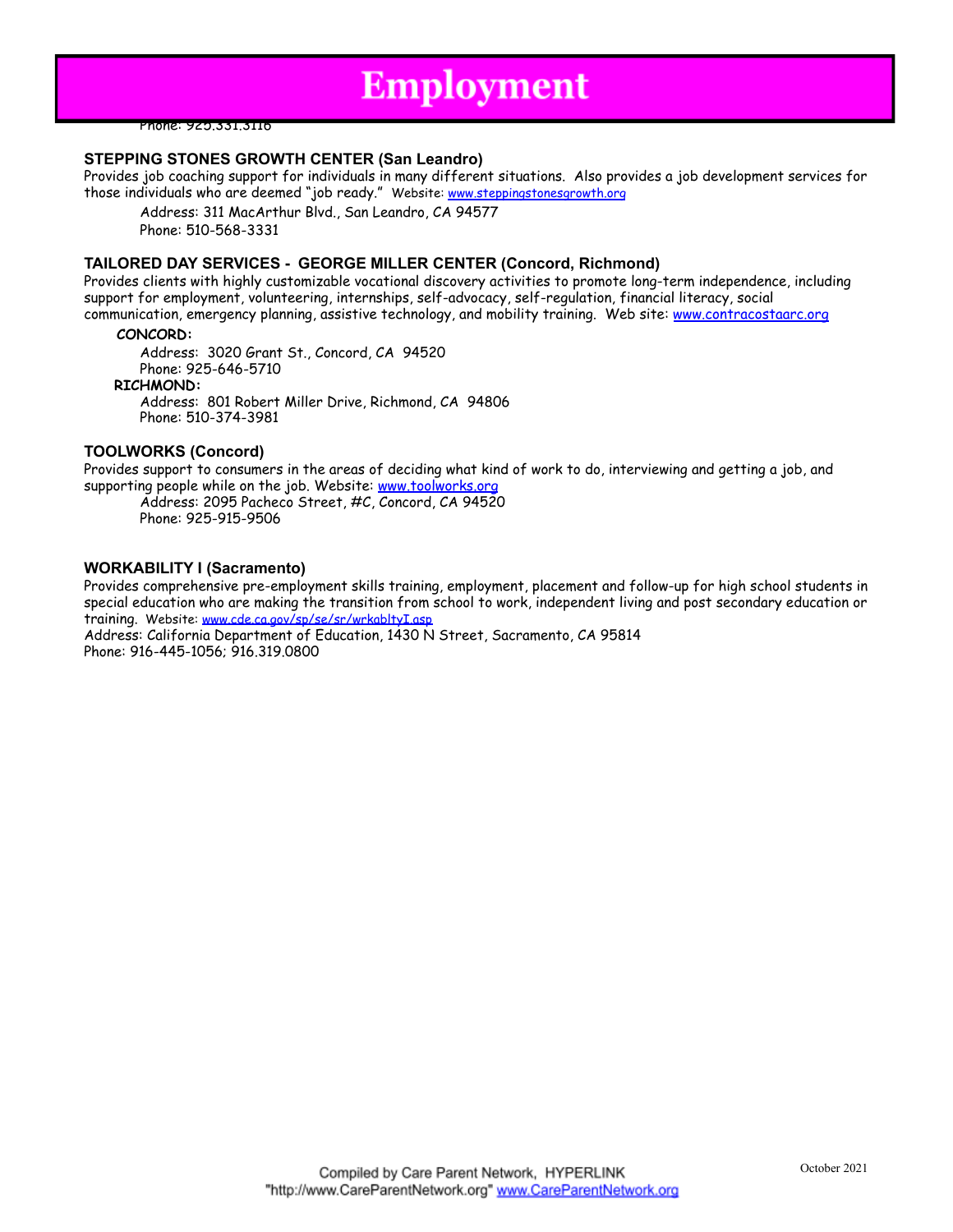# Employment

Phone: 925.331.3116

### STEPPING STONES GROWTH CENTER (San Leandro)

Provides job coaching support for individuals in many different situations. Also provides a job development services for those individuals who are deemed "job ready." Website: www.steppingstonesgrowth.org

Address: 311 MacArthur Blvd., San Leandro, CA 94577
Phone: 510-568-3331

### TAILORED DAY SERVICES - GEORGE MILLER CENTER (Concord, Richmond)

Provides clients with highly customizable vocational discovery activities to promote long-term independence, including support for employment, volunteering, internships, self-advocacy, self-regulation, financial literacy, social communication, emergency planning, assistive technology, and mobility training. Web site: www.contracostaarc.org

**CONCORD:**

Address: 3020 Grant St., Concord, CA 94520
Phone: 925-646-5710

**RICHMOND:**

Address: 801 Robert Miller Drive, Richmond, CA 94806
Phone: 510-374-3981

### TOOLWORKS (Concord)

Provides support to consumers in the areas of deciding what kind of work to do, interviewing and getting a job, and supporting people while on the job. Website: www.toolworks.org

Address: 2095 Pacheco Street, #C, Concord, CA 94520
Phone: 925-915-9506

### WORKABILITY I (Sacramento)

Provides comprehensive pre-employment skills training, employment, placement and follow-up for high school students in special education who are making the transition from school to work, independent living and post secondary education or training. Website: www.cde.ca.gov/sp/se/sr/wrkabltyI.asp

Address: California Department of Education, 1430 N Street, Sacramento, CA 95814
Phone: 916-445-1056; 916.319.0800